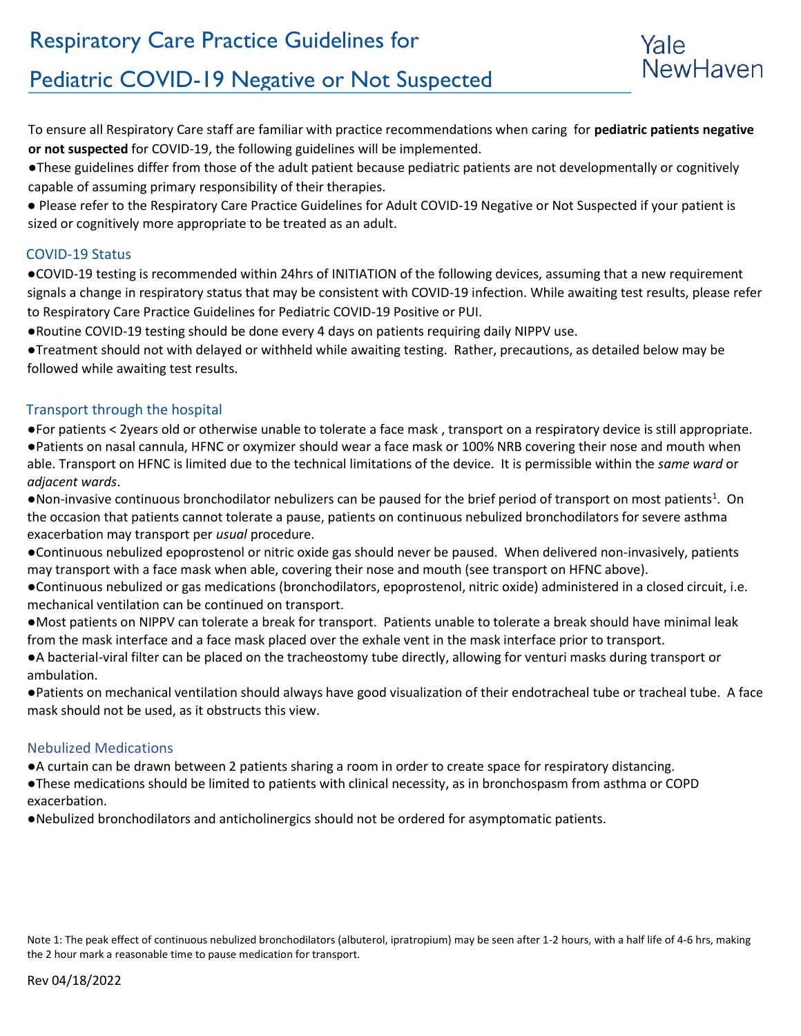# Respiratory Care Practice Guidelines for Pediatric COVID-19 Negative or Not Suspected

Yale NewHaven

To ensure all Respiratory Care staff are familiar with practice recommendations when caring for **pediatric patients negative or not suspected** for COVID-19, the following guidelines will be implemented.

- These guidelines differ from those of the adult patient because pediatric patients are not developmentally or cognitively capable of assuming primary responsibility of their therapies.
- Please refer to the Respiratory Care Practice Guidelines for Adult COVID-19 Negative or Not Suspected if your patient is sized or cognitively more appropriate to be treated as an adult.

## COVID-19 Status

- COVID-19 testing is recommended within 24hrs of INITIATION of the following devices, assuming that a new requirement signals a change in respiratory status that may be consistent with COVID-19 infection. While awaiting test results, please refer to Respiratory Care Practice Guidelines for Pediatric COVID-19 Positive or PUI.
- Routine COVID-19 testing should be done every 4 days on patients requiring daily NIPPV use.
- Treatment should not with delayed or withheld while awaiting testing. Rather, precautions, as detailed below may be followed while awaiting test results.

## Transport through the hospital

- For patients < 2years old or otherwise unable to tolerate a face mask , transport on a respiratory device is still appropriate.
- Patients on nasal cannula, HFNC or oxymizer should wear a face mask or 100% NRB covering their nose and mouth when able. Transport on HFNC is limited due to the technical limitations of the device. It is permissible within the *same ward* or *adjacent wards*.
- Non-invasive continuous bronchodilator nebulizers can be paused for the brief period of transport on most patients[1]. On the occasion that patients cannot tolerate a pause, patients on continuous nebulized bronchodilators for severe asthma exacerbation may transport per *usual* procedure.
- Continuous nebulized epoprostenol or nitric oxide gas should never be paused. When delivered non-invasively, patients may transport with a face mask when able, covering their nose and mouth (see transport on HFNC above).
- Continuous nebulized or gas medications (bronchodilators, epoprostenol, nitric oxide) administered in a closed circuit, i.e. mechanical ventilation can be continued on transport.
- Most patients on NIPPV can tolerate a break for transport. Patients unable to tolerate a break should have minimal leak from the mask interface and a face mask placed over the exhale vent in the mask interface prior to transport.
- A bacterial-viral filter can be placed on the tracheostomy tube directly, allowing for venturi masks during transport or ambulation.
- Patients on mechanical ventilation should always have good visualization of their endotracheal tube or tracheal tube. A face mask should not be used, as it obstructs this view.

## Nebulized Medications

- A curtain can be drawn between 2 patients sharing a room in order to create space for respiratory distancing.
- These medications should be limited to patients with clinical necessity, as in bronchospasm from asthma or COPD exacerbation.
- Nebulized bronchodilators and anticholinergics should not be ordered for asymptomatic patients.

Note 1: The peak effect of continuous nebulized bronchodilators (albuterol, ipratropium) may be seen after 1-2 hours, with a half life of 4-6 hrs, making the 2 hour mark a reasonable time to pause medication for transport.

Rev 04/18/2022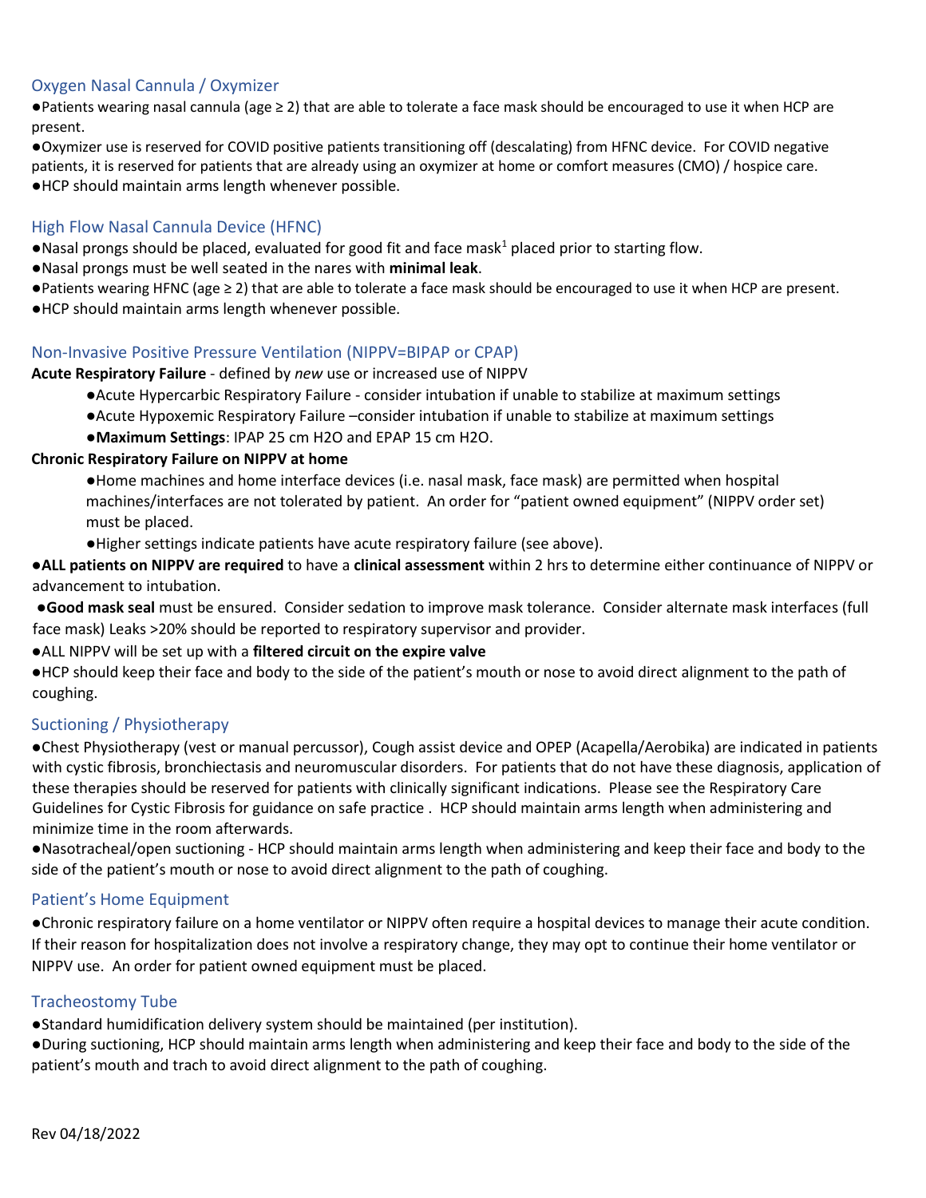## Oxygen Nasal Cannula / Oxymizer

- Patients wearing nasal cannula (age ≥ 2) that are able to tolerate a face mask should be encouraged to use it when HCP are present.
- Oxymizer use is reserved for COVID positive patients transitioning off (descalating) from HFNC device. For COVID negative patients, it is reserved for patients that are already using an oxymizer at home or comfort measures (CMO) / hospice care.
- HCP should maintain arms length whenever possible.

## High Flow Nasal Cannula Device (HFNC)

- Nasal prongs should be placed, evaluated for good fit and face mask[1] placed prior to starting flow.
- Nasal prongs must be well seated in the nares with **minimal leak**.
- Patients wearing HFNC (age ≥ 2) that are able to tolerate a face mask should be encouraged to use it when HCP are present.
- HCP should maintain arms length whenever possible.

## Non-Invasive Positive Pressure Ventilation (NIPPV=BIPAP or CPAP)

**Acute Respiratory Failure** - defined by *new* use or increased use of NIPPV

- Acute Hypercarbic Respiratory Failure - consider intubation if unable to stabilize at maximum settings
- Acute Hypoxemic Respiratory Failure –consider intubation if unable to stabilize at maximum settings
- **Maximum Settings**: IPAP 25 cm H2O and EPAP 15 cm H2O.

**Chronic Respiratory Failure on NIPPV at home**

- Home machines and home interface devices (i.e. nasal mask, face mask) are permitted when hospital machines/interfaces are not tolerated by patient. An order for "patient owned equipment" (NIPPV order set) must be placed.
- Higher settings indicate patients have acute respiratory failure (see above).

- **ALL patients on NIPPV are required** to have a **clinical assessment** within 2 hrs to determine either continuance of NIPPV or advancement to intubation.
- **Good mask seal** must be ensured. Consider sedation to improve mask tolerance. Consider alternate mask interfaces (full face mask) Leaks >20% should be reported to respiratory supervisor and provider.
- ALL NIPPV will be set up with a **filtered circuit on the expire valve**
- HCP should keep their face and body to the side of the patient's mouth or nose to avoid direct alignment to the path of coughing.

## Suctioning / Physiotherapy

- Chest Physiotherapy (vest or manual percussor), Cough assist device and OPEP (Acapella/Aerobika) are indicated in patients with cystic fibrosis, bronchiectasis and neuromuscular disorders. For patients that do not have these diagnosis, application of these therapies should be reserved for patients with clinically significant indications. Please see the Respiratory Care Guidelines for Cystic Fibrosis for guidance on safe practice . HCP should maintain arms length when administering and minimize time in the room afterwards.
- Nasotracheal/open suctioning - HCP should maintain arms length when administering and keep their face and body to the side of the patient's mouth or nose to avoid direct alignment to the path of coughing.

## Patient's Home Equipment

- Chronic respiratory failure on a home ventilator or NIPPV often require a hospital devices to manage their acute condition. If their reason for hospitalization does not involve a respiratory change, they may opt to continue their home ventilator or NIPPV use. An order for patient owned equipment must be placed.

## Tracheostomy Tube

- Standard humidification delivery system should be maintained (per institution).
- During suctioning, HCP should maintain arms length when administering and keep their face and body to the side of the patient's mouth and trach to avoid direct alignment to the path of coughing.

Rev 04/18/2022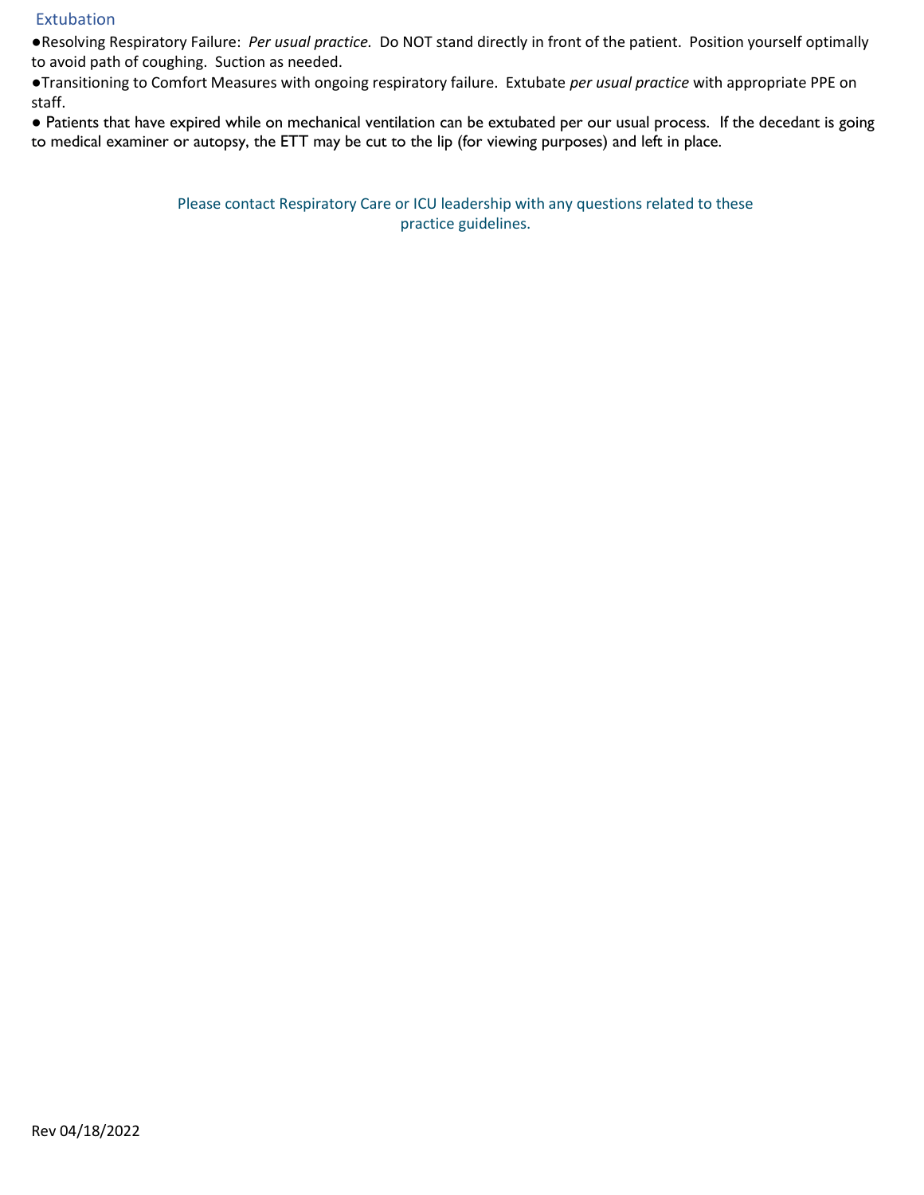## Extubation

●Resolving Respiratory Failure: *Per usual practice.* Do NOT stand directly in front of the patient. Position yourself optimally to avoid path of coughing. Suction as needed.

●Transitioning to Comfort Measures with ongoing respiratory failure. Extubate *per usual practice* with appropriate PPE on staff.

● Patients that have expired while on mechanical ventilation can be extubated per our usual process. If the decedant is going to medical examiner or autopsy, the ETT may be cut to the lip (for viewing purposes) and left in place.

Please contact Respiratory Care or ICU leadership with any questions related to these practice guidelines.

Rev 04/18/2022